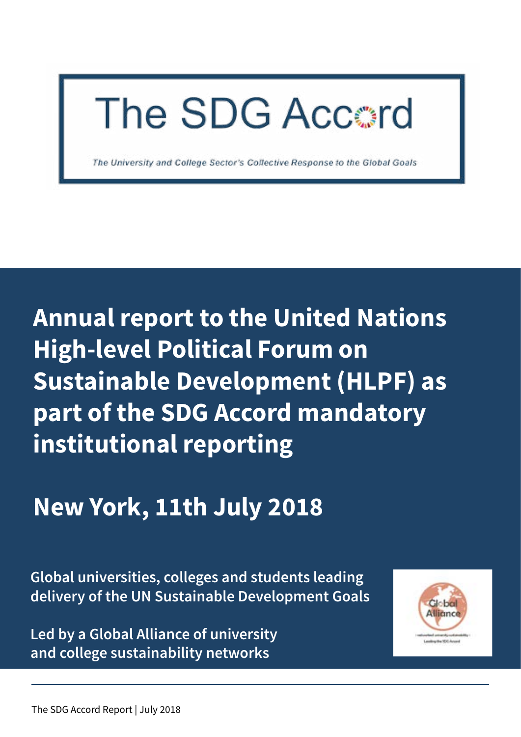# The SDG Accord

*The University and College Sector's Collective Response to the Global Goals*

## Annual report to the United Nations High-level Political Forum on Sustainable Development (HLPF) as part of the SDG Accord mandatory institutional reporting

## New York, 11th July 2018

**Global universities, colleges and students leading delivery of the UN Sustainable Development Goals**

**Led by a Global Alliance of university and college sustainability networks**

Global Alliance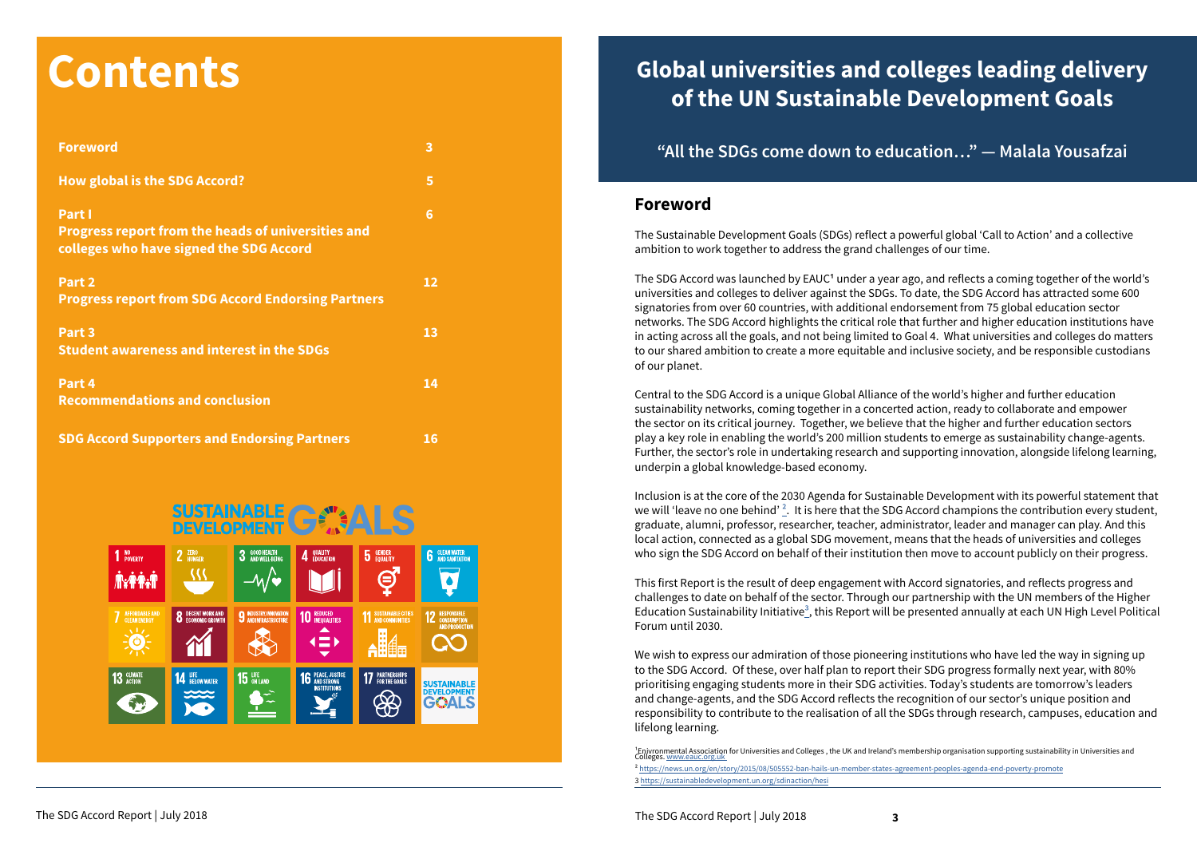# Contents

| | |
|---|---|
| **Foreword** | **3** |
| **How global is the SDG Accord?** | **5** |
| **Part I** **Progress report from the heads of universities and colleges who have signed the SDG Accord** | **6** |
| **Part 2** **Progress report from SDG Accord Endorsing Partners** | **12** |
| **Part 3** **Student awareness and interest in the SDGs** | **13** |
| **Part 4** **Recommendations and conclusion** | **14** |
| **SDG Accord Supporters and Endorsing Partners** | **16** |

# Global universities and colleges leading delivery of the UN Sustainable Development Goals

### "All the SDGs come down to education…" — Malala Yousafzai

## Foreword

The Sustainable Development Goals (SDGs) reflect a powerful global 'Call to Action' and a collective ambition to work together to address the grand challenges of our time.

The SDG Accord was launched by EAUC[1] under a year ago, and reflects a coming together of the world's universities and colleges to deliver against the SDGs. To date, the SDG Accord has attracted some 600 signatories from over 60 countries, with additional endorsement from 75 global education sector networks. The SDG Accord highlights the critical role that further and higher education institutions have in acting across all the goals, and not being limited to Goal 4. What universities and colleges do matters to our shared ambition to create a more equitable and inclusive society, and be responsible custodians of our planet.

Central to the SDG Accord is a unique Global Alliance of the world's higher and further education sustainability networks, coming together in a concerted action, ready to collaborate and empower the sector on its critical journey. Together, we believe that the higher and further education sectors play a key role in enabling the world's 200 million students to emerge as sustainability change-agents. Further, the sector's role in undertaking research and supporting innovation, alongside lifelong learning, underpin a global knowledge-based economy.

Inclusion is at the core of the 2030 Agenda for Sustainable Development with its powerful statement that we will 'leave no one behind' [2]. It is here that the SDG Accord champions the contribution every student, graduate, alumni, professor, researcher, teacher, administrator, leader and manager can play. And this local action, connected as a global SDG movement, means that the heads of universities and colleges who sign the SDG Accord on behalf of their institution then move to account publicly on their progress.

This first Report is the result of deep engagement with Accord signatories, and reflects progress and challenges to date on behalf of the sector. Through our partnership with the UN members of the Higher Education Sustainability Initiative[3], this Report will be presented annually at each UN High Level Political Forum until 2030.

We wish to express our admiration of those pioneering institutions who have led the way in signing up to the SDG Accord. Of these, over half plan to report their SDG progress formally next year, with 80% prioritising engaging students more in their SDG activities. Today's students are tomorrow's leaders and change-agents, and the SDG Accord reflects the recognition of our sector's unique position and responsibility to contribute to the realisation of all the SDGs through research, campuses, education and lifelong learning.

[1] Environmental Association for Universities and Colleges , the UK and Ireland's membership organisation supporting sustainability in Universities and Colleges. www.eauc.org.uk.

[2] https://news.un.org/en/story/2015/08/505552-ban-hails-un-member-states-agreement-peoples-agenda-end-poverty-promote

[3] https://sustainabledevelopment.un.org/sdinaction/hesi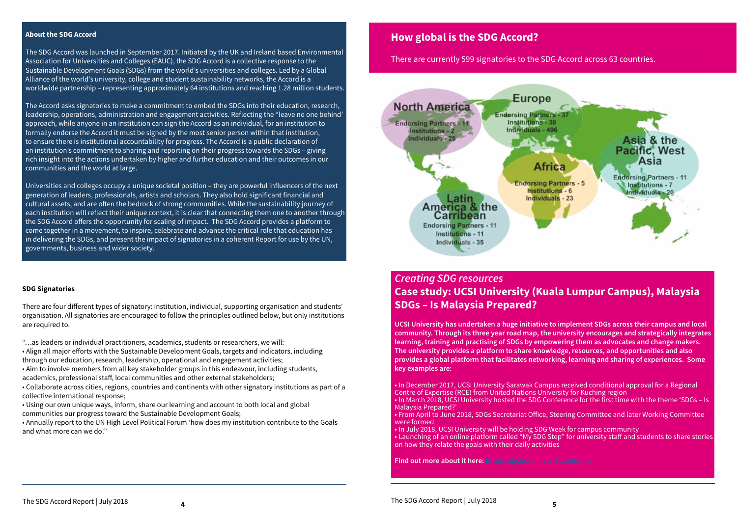#### About the SDG Accord

The SDG Accord was launched in September 2017. Initiated by the UK and Ireland based Environmental Association for Universities and Colleges (EAUC), the SDG Accord is a collective response to the Sustainable Development Goals (SDGs) from the world's universities and colleges. Led by a Global Alliance of the world's university, college and student sustainability networks, the Accord is a worldwide partnership – representing approximately 64 institutions and reaching 1.28 million students.

The Accord asks signatories to make a commitment to embed the SDGs into their education, research, leadership, operations, administration and engagement activities. Reflecting the "leave no one behind' approach, while anyone in an institution can sign the Accord as an individual, for an institution to formally endorse the Accord it must be signed by the most senior person within that institution, to ensure there is institutional accountability for progress. The Accord is a public declaration of an institution's commitment to sharing and reporting on their progress towards the SDGs – giving rich insight into the actions undertaken by higher and further education and their outcomes in our communities and the world at large.

Universities and colleges occupy a unique societal position – they are powerful influencers of the next generation of leaders, professionals, artists and scholars. They also hold significant financial and cultural assets, and are often the bedrock of strong communities. While the sustainability journey of each institution will reflect their unique context, it is clear that connecting them one to another through the SDG Accord offers the opportunity for scaling of impact. The SDG Accord provides a platform to come together in a movement, to inspire, celebrate and advance the critical role that education has in delivering the SDGs, and present the impact of signatories in a coherent Report for use by the UN, governments, business and wider society.

#### SDG Signatories

There are four different types of signatory: institution, individual, supporting organisation and students' organisation. All signatories are encouraged to follow the principles outlined below, but only institutions are required to.

"…as leaders or individual practitioners, academics, students or researchers, we will:

- Align all major efforts with the Sustainable Development Goals, targets and indicators, including through our education, research, leadership, operational and engagement activities;
- Aim to involve members from all key stakeholder groups in this endeavour, including students, academics, professional staff, local communities and other external stakeholders;
- Collaborate across cities, regions, countries and continents with other signatory institutions as part of a collective international response;
- Using our own unique ways, inform, share our learning and account to both local and global communities our progress toward the Sustainable Development Goals;
- Annually report to the UN High Level Political Forum 'how does my institution contribute to the Goals and what more can we do'."

## How global is the SDG Accord?

There are currently 599 signatories to the SDG Accord across 63 countries.

**North America**
Endorsing Partners - 11
Institutions - 2
Individuals - 25

**Europe**
Endorsing Partners - 37
Institutions - 38
Individuals - 496

**Africa**
Endorsing Partners - 5
Institutions - 6
Individuals - 23

**Asia & the Pacific, West Asia**
Endorsing Partners - 11
Institutions - 7
Individuals - 20

**Latin America & the Carribean**
Endorsing Partners - 11
Institutions - 11
Individuals - 35

## *Creating SDG resources*

## Case study: UCSI University (Kuala Lumpur Campus), Malaysia SDGs – Is Malaysia Prepared?

**UCSI University has undertaken a huge initiative to implement SDGs across their campus and local community. Through its three year road map, the university encourages and strategically integrates learning, training and practising of SDGs by empowering them as advocates and change makers. The university provides a platform to share knowledge, resources, and opportunities and also provides a global platform that facilitates networking, learning and sharing of experiences. Some key examples are:**

- In December 2017, UCSI University Sarawak Campus received conditional approval for a Regional Centre of Expertise (RCE) from United Nations University for Kuching region
- In March 2018, UCSI University hosted the SDG Conference for the first time with the theme 'SDGs – Is Malaysia Prepared?'
- From April to June 2018, SDGs Secretariat Office, Steering Committee and later Working Committee were formed
- In July 2018, UCSI University will be holding SDG Week for campus community
- Launching of an online platform called "My SDG Step" for university staff and students to share stories on how they relate the goals with their daily activities

**Find out more about it here:** http://sdg.ucsiuniversity.edu.my/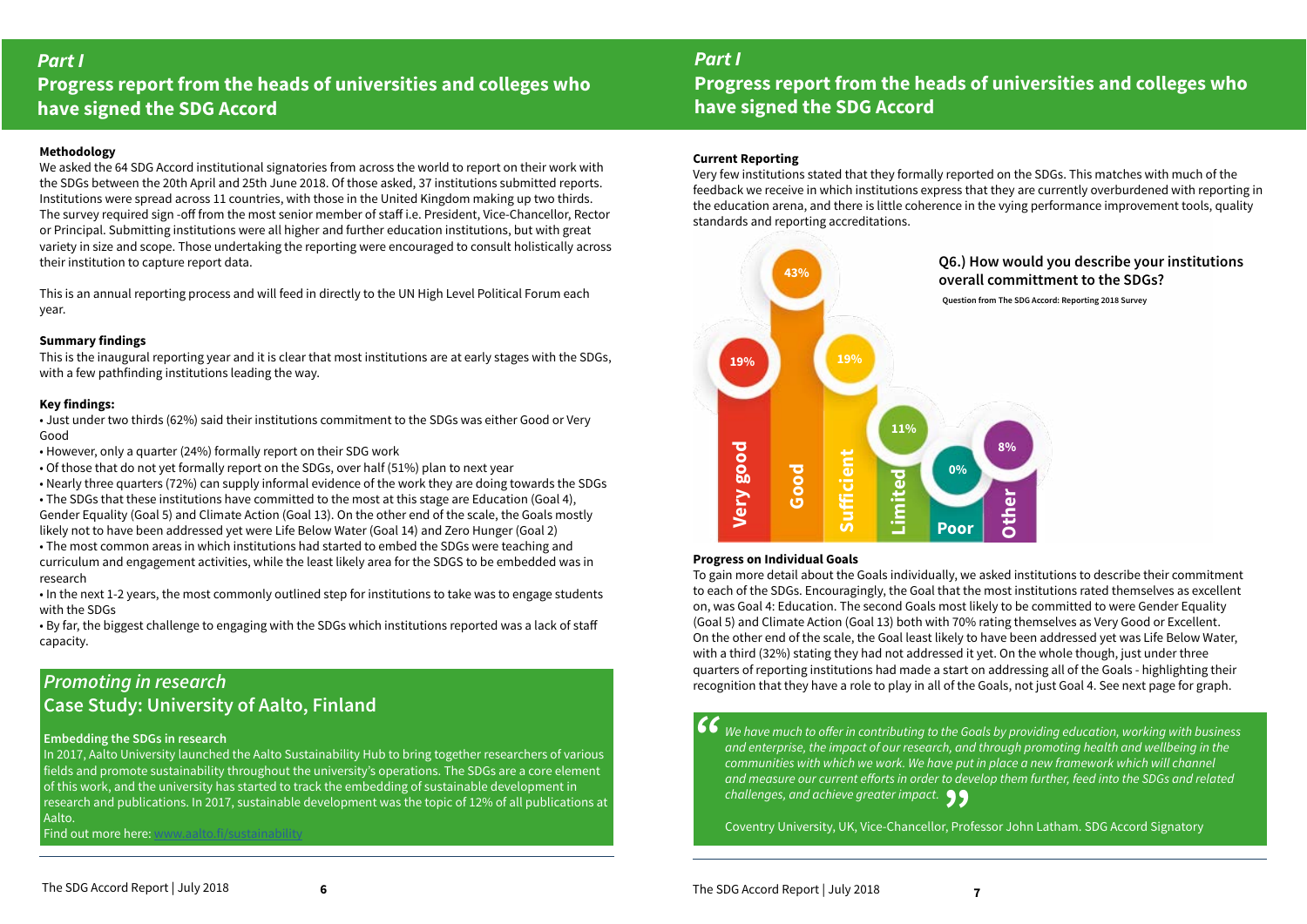## *Part I*
## Progress report from the heads of universities and colleges who have signed the SDG Accord

**Methodology**

We asked the 64 SDG Accord institutional signatories from across the world to report on their work with the SDGs between the 20th April and 25th June 2018. Of those asked, 37 institutions submitted reports. Institutions were spread across 11 countries, with those in the United Kingdom making up two thirds. The survey required sign -off from the most senior member of staff i.e. President, Vice-Chancellor, Rector or Principal. Submitting institutions were all higher and further education institutions, but with great variety in size and scope. Those undertaking the reporting were encouraged to consult holistically across their institution to capture report data.

This is an annual reporting process and will feed in directly to the UN High Level Political Forum each year.

**Summary findings**

This is the inaugural reporting year and it is clear that most institutions are at early stages with the SDGs, with a few pathfinding institutions leading the way.

**Key findings:**

- Just under two thirds (62%) said their institutions commitment to the SDGs was either Good or Very Good
- However, only a quarter (24%) formally report on their SDG work
- Of those that do not yet formally report on the SDGs, over half (51%) plan to next year
- Nearly three quarters (72%) can supply informal evidence of the work they are doing towards the SDGs
- The SDGs that these institutions have committed to the most at this stage are Education (Goal 4), Gender Equality (Goal 5) and Climate Action (Goal 13). On the other end of the scale, the Goals mostly likely not to have been addressed yet were Life Below Water (Goal 14) and Zero Hunger (Goal 2)
- The most common areas in which institutions had started to embed the SDGs were teaching and curriculum and engagement activities, while the least likely area for the SDGS to be embedded was in research
- In the next 1-2 years, the most commonly outlined step for institutions to take was to engage students with the SDGs
- By far, the biggest challenge to engaging with the SDGs which institutions reported was a lack of staff capacity.

### *Promoting in research*
### Case Study: University of Aalto, Finland

**Embedding the SDGs in research**

In 2017, Aalto University launched the Aalto Sustainability Hub to bring together researchers of various fields and promote sustainability throughout the university's operations. The SDGs are a core element of this work, and the university has started to track the embedding of sustainable development in research and publications. In 2017, sustainable development was the topic of 12% of all publications at Aalto.

Find out more here: www.aalto.fi/sustainability

**Current Reporting**

Very few institutions stated that they formally reported on the SDGs. This matches with much of the feedback we receive in which institutions express that they are currently overburdened with reporting in the education arena, and there is little coherence in the vying performance improvement tools, quality standards and reporting accreditations.

**Q6.) How would you describe your institutions overall committment to the SDGs?**

Question from The SDG Accord: Reporting 2018 Survey

| Response | % |
|---|---|
| Very good | 19% |
| Good | 43% |
| Sufficient | 19% |
| Limited | 11% |
| Poor | 0% |
| Other | 8% |

**Progress on Individual Goals**

To gain more detail about the Goals individually, we asked institutions to describe their commitment to each of the SDGs. Encouragingly, the Goal that the most institutions rated themselves as excellent on, was Goal 4: Education. The second Goals most likely to be committed to were Gender Equality (Goal 5) and Climate Action (Goal 13) both with 70% rating themselves as Very Good or Excellent. On the other end of the scale, the Goal least likely to have been addressed yet was Life Below Water, with a third (32%) stating they had not addressed it yet. On the whole though, just under three quarters of reporting institutions had made a start on addressing all of the Goals - highlighting their recognition that they have a role to play in all of the Goals, not just Goal 4. See next page for graph.

> *"We have much to offer in contributing to the Goals by providing education, working with business and enterprise, the impact of our research, and through promoting health and wellbeing in the communities with which we work. We have put in place a new framework which will channel and measure our current efforts in order to develop them further, feed into the SDGs and related challenges, and achieve greater impact."*
>
> Coventry University, UK, Vice-Chancellor, Professor John Latham. SDG Accord Signatory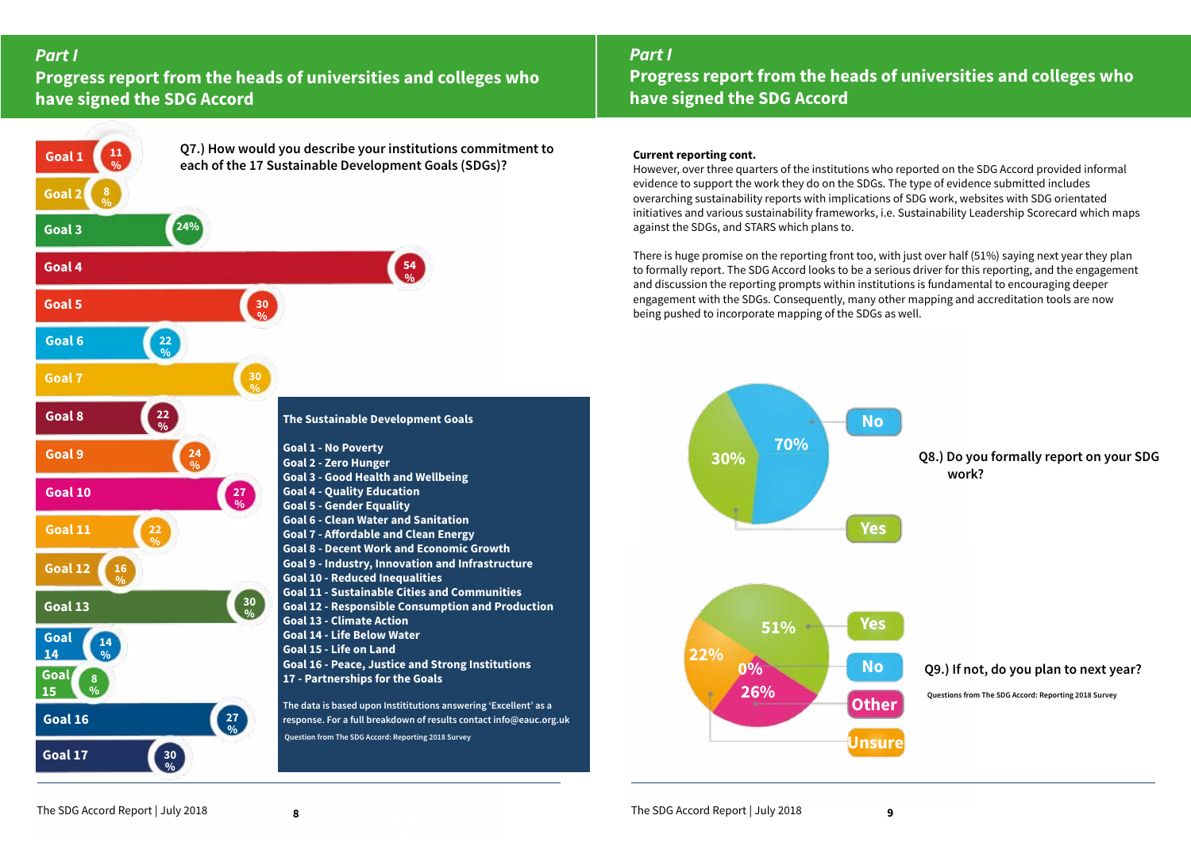## Part I

## Progress report from the heads of universities and colleges who have signed the SDG Accord

**Q7.) How would you describe your institutions commitment to each of the 17 Sustainable Development Goals (SDGs)?**

| Goal | % |
|---|---|
| Goal 1 | 11% |
| Goal 2 | 8% |
| Goal 3 | 24% |
| Goal 4 | 54% |
| Goal 5 | 30% |
| Goal 6 | 22% |
| Goal 7 | 30% |
| Goal 8 | 22% |
| Goal 9 | 24% |
| Goal 10 | 27% |
| Goal 11 | 22% |
| Goal 12 | 16% |
| Goal 13 | 30% |
| Goal 14 | 14% |
| Goal 15 | 8% |
| Goal 16 | 27% |
| Goal 17 | 30% |

**The Sustainable Development Goals**

**Goal 1 - No Poverty**
**Goal 2 - Zero Hunger**
**Goal 3 - Good Health and Wellbeing**
**Goal 4 - Quality Education**
**Goal 5 - Gender Equality**
**Goal 6 - Clean Water and Sanitation**
**Goal 7 - Affordable and Clean Energy**
**Goal 8 - Decent Work and Economic Growth**
**Goal 9 - Industry, Innovation and Infrastructure**
**Goal 10 - Reduced Inequalities**
**Goal 11 - Sustainable Cities and Communities**
**Goal 12 - Responsible Consumption and Production**
**Goal 13 - Climate Action**
**Goal 14 - Life Below Water**
**Goal 15 - Life on Land**
**Goal 16 - Peace, Justice and Strong Institutions**
**17 - Partnerships for the Goals**

The data is based upon Instititutions answering 'Excellent' as a response. For a full breakdown of results contact info@eauc.org.uk

Question from The SDG Accord: Reporting 2018 Survey

## Part I

## Progress report from the heads of universities and colleges who have signed the SDG Accord

**Current reporting cont.**

However, over three quarters of the institutions who reported on the SDG Accord provided informal evidence to support the work they do on the SDGs. The type of evidence submitted includes overarching sustainability reports with implications of SDG work, websites with SDG orientated initiatives and various sustainability frameworks, i.e. Sustainability Leadership Scorecard which maps against the SDGs, and STARS which plans to.

There is huge promise on the reporting front too, with just over half (51%) saying next year they plan to formally report. The SDG Accord looks to be a serious driver for this reporting, and the engagement and discussion the reporting prompts within institutions is fundamental to encouraging deeper engagement with the SDGs. Consequently, many other mapping and accreditation tools are now being pushed to incorporate mapping of the SDGs as well.

**Q8.) Do you formally report on your SDG work?**

| Response | % |
|---|---|
| No | 70% |
| Yes | 30% |

**Q9.) If not, do you plan to next year?**

| Response | % |
|---|---|
| Yes | 51% |
| No | 0% |
| Other | 26% |
| Unsure | 22% |

Questions from The SDG Accord: Reporting 2018 Survey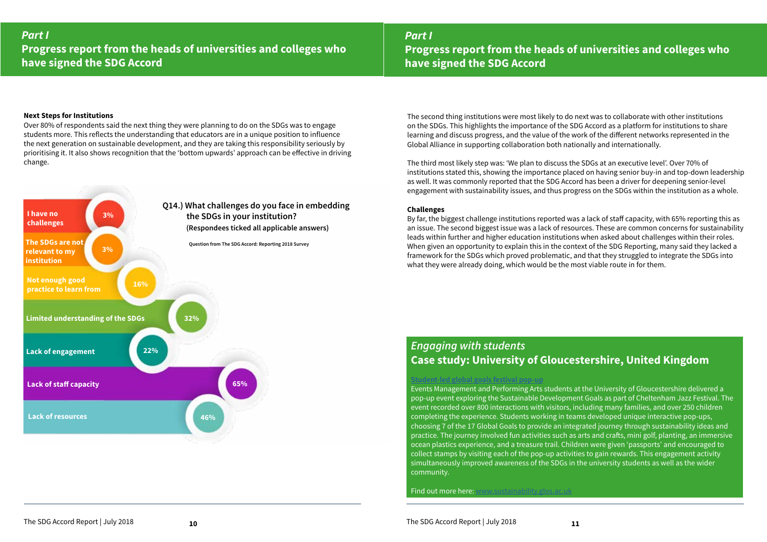## *Part I*
## Progress report from the heads of universities and colleges who have signed the SDG Accord

**Next Steps for Institutions**

Over 80% of respondents said the next thing they were planning to do on the SDGs was to engage students more. This reflects the understanding that educators are in a unique position to influence the next generation on sustainable development, and they are taking this responsibility seriously by prioritising it. It also shows recognition that the 'bottom upwards' approach can be effective in driving change.

**Q14.) What challenges do you face in embedding the SDGs in your institution?**
**(Respondees ticked all applicable answers)**

Question from The SDG Accord: Reporting 2018 Survey

| Challenge | % |
|---|---|
| I have no challenges | 3% |
| The SDGs are not relevant to my institution | 3% |
| Not enough good practice to learn from | 16% |
| Limited understanding of the SDGs | 32% |
| Lack of engagement | 22% |
| Lack of staff capacity | 65% |
| Lack of resources | 46% |

The second thing institutions were most likely to do next was to collaborate with other institutions on the SDGs. This highlights the importance of the SDG Accord as a platform for institutions to share learning and discuss progress, and the value of the work of the different networks represented in the Global Alliance in supporting collaboration both nationally and internationally.

The third most likely step was: 'We plan to discuss the SDGs at an executive level'. Over 70% of institutions stated this, showing the importance placed on having senior buy-in and top-down leadership as well. It was commonly reported that the SDG Accord has been a driver for deepening senior-level engagement with sustainability issues, and thus progress on the SDGs within the institution as a whole.

**Challenges**

By far, the biggest challenge institutions reported was a lack of staff capacity, with 65% reporting this as an issue. The second biggest issue was a lack of resources. These are common concerns for sustainability leads within further and higher education institutions when asked about challenges within their roles. When given an opportunity to explain this in the context of the SDG Reporting, many said they lacked a framework for the SDGs which proved problematic, and that they struggled to integrate the SDGs into what they were already doing, which would be the most viable route in for them.

### *Engaging with students*
### Case study: University of Gloucestershire, United Kingdom

Student-led global goals festival pop-up

Events Management and Performing Arts students at the University of Gloucestershire delivered a pop-up event exploring the Sustainable Development Goals as part of Cheltenham Jazz Festival. The event recorded over 800 interactions with visitors, including many families, and over 250 children completing the experience. Students working in teams developed unique interactive pop-ups, choosing 7 of the 17 Global Goals to provide an integrated journey through sustainability ideas and practice. The journey involved fun activities such as arts and crafts, mini golf, planting, an immersive ocean plastics experience, and a treasure trail. Children were given 'passports' and encouraged to collect stamps by visiting each of the pop-up activities to gain rewards. This engagement activity simultaneously improved awareness of the SDGs in the university students as well as the wider community.

Find out more here: www.sustainability.glos.ac.uk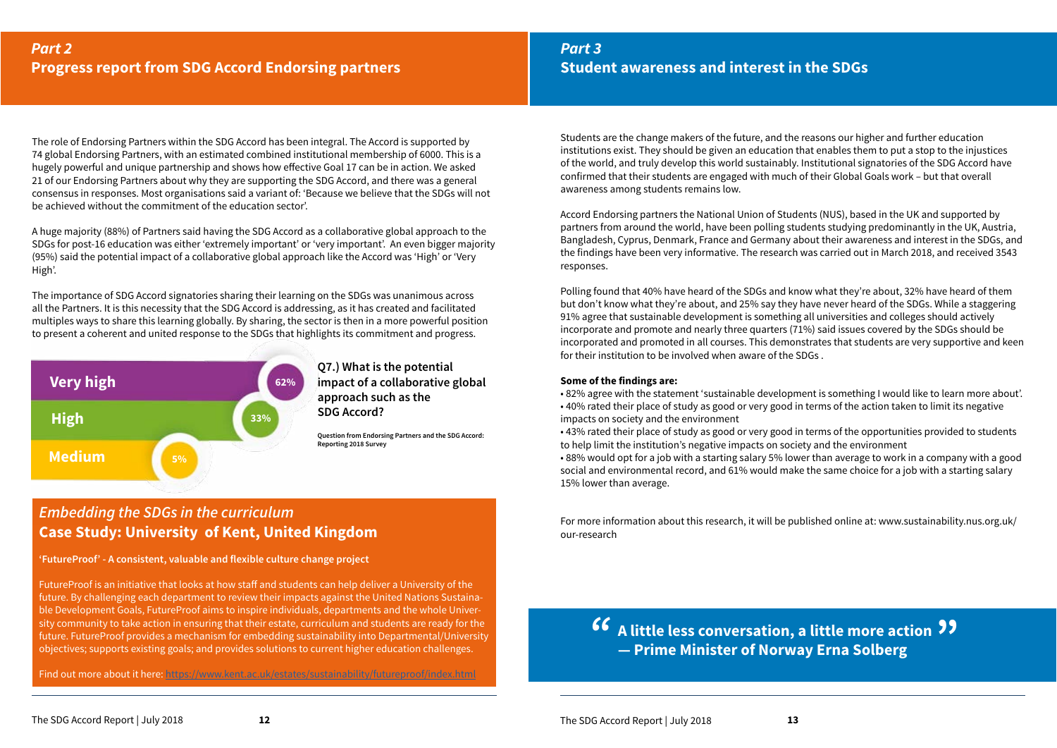## *Part 2*
## Progress report from SDG Accord Endorsing partners

The role of Endorsing Partners within the SDG Accord has been integral. The Accord is supported by 74 global Endorsing Partners, with an estimated combined institutional membership of 6000. This is a hugely powerful and unique partnership and shows how effective Goal 17 can be in action. We asked 21 of our Endorsing Partners about why they are supporting the SDG Accord, and there was a general consensus in responses. Most organisations said a variant of: 'Because we believe that the SDGs will not be achieved without the commitment of the education sector'.

A huge majority (88%) of Partners said having the SDG Accord as a collaborative global approach to the SDGs for post-16 education was either 'extremely important' or 'very important'. An even bigger majority (95%) said the potential impact of a collaborative global approach like the Accord was 'High' or 'Very High'.

The importance of SDG Accord signatories sharing their learning on the SDGs was unanimous across all the Partners. It is this necessity that the SDG Accord is addressing, as it has created and facilitated multiples ways to share this learning globally. By sharing, the sector is then in a more powerful position to present a coherent and united response to the SDGs that highlights its commitment and progress.

**Q7.) What is the potential impact of a collaborative global approach such as the SDG Accord?**

| Response | % |
|---|---|
| Very high | 62% |
| High | 33% |
| Medium | 5% |

**Question from Endorsing Partners and the SDG Accord: Reporting 2018 Survey**

### *Embedding the SDGs in the curriculum*
### Case Study: University of Kent, United Kingdom

**'FutureProof' - A consistent, valuable and flexible culture change project**

FutureProof is an initiative that looks at how staff and students can help deliver a University of the future. By challenging each department to review their impacts against the United Nations Sustainable Development Goals, FutureProof aims to inspire individuals, departments and the whole University community to take action in ensuring that their estate, curriculum and students are ready for the future. FutureProof provides a mechanism for embedding sustainability into Departmental/University objectives; supports existing goals; and provides solutions to current higher education challenges.

Find out more about it here: https://www.kent.ac.uk/estates/sustainability/futureproof/index.html

## *Part 3*
## Student awareness and interest in the SDGs

Students are the change makers of the future, and the reasons our higher and further education institutions exist. They should be given an education that enables them to put a stop to the injustices of the world, and truly develop this world sustainably. Institutional signatories of the SDG Accord have confirmed that their students are engaged with much of their Global Goals work – but that overall awareness among students remains low.

Accord Endorsing partners the National Union of Students (NUS), based in the UK and supported by partners from around the world, have been polling students studying predominantly in the UK, Austria, Bangladesh, Cyprus, Denmark, France and Germany about their awareness and interest in the SDGs, and the findings have been very informative. The research was carried out in March 2018, and received 3543 responses.

Polling found that 40% have heard of the SDGs and know what they're about, 32% have heard of them but don't know what they're about, and 25% say they have never heard of the SDGs. While a staggering 91% agree that sustainable development is something all universities and colleges should actively incorporate and promote and nearly three quarters (71%) said issues covered by the SDGs should be incorporated and promoted in all courses. This demonstrates that students are very supportive and keen for their institution to be involved when aware of the SDGs .

**Some of the findings are:**

- 82% agree with the statement 'sustainable development is something I would like to learn more about'.
- 40% rated their place of study as good or very good in terms of the action taken to limit its negative impacts on society and the environment
- 43% rated their place of study as good or very good in terms of the opportunities provided to students to help limit the institution's negative impacts on society and the environment
- 88% would opt for a job with a starting salary 5% lower than average to work in a company with a good social and environmental record, and 61% would make the same choice for a job with a starting salary 15% lower than average.

For more information about this research, it will be published online at: www.sustainability.nus.org.uk/our-research

> **"A little less conversation, a little more action"**
> **— Prime Minister of Norway Erna Solberg**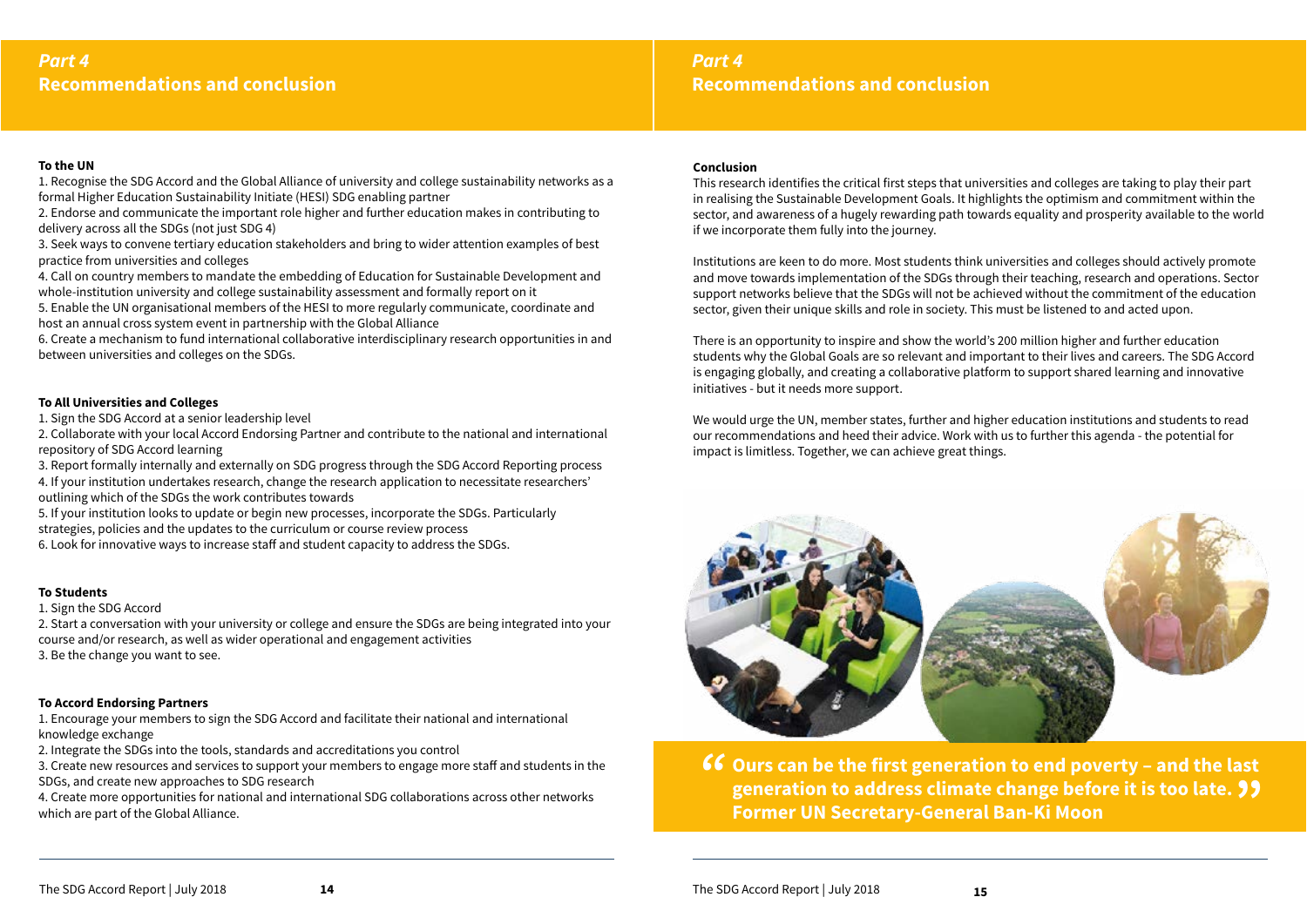## Part 4
## Recommendations and conclusion

### To the UN

1. Recognise the SDG Accord and the Global Alliance of university and college sustainability networks as a formal Higher Education Sustainability Initiate (HESI) SDG enabling partner
2. Endorse and communicate the important role higher and further education makes in contributing to delivery across all the SDGs (not just SDG 4)
3. Seek ways to convene tertiary education stakeholders and bring to wider attention examples of best practice from universities and colleges
4. Call on country members to mandate the embedding of Education for Sustainable Development and whole-institution university and college sustainability assessment and formally report on it
5. Enable the UN organisational members of the HESI to more regularly communicate, coordinate and host an annual cross system event in partnership with the Global Alliance
6. Create a mechanism to fund international collaborative interdisciplinary research opportunities in and between universities and colleges on the SDGs.

### To All Universities and Colleges

1. Sign the SDG Accord at a senior leadership level
2. Collaborate with your local Accord Endorsing Partner and contribute to the national and international repository of SDG Accord learning
3. Report formally internally and externally on SDG progress through the SDG Accord Reporting process
4. If your institution undertakes research, change the research application to necessitate researchers' outlining which of the SDGs the work contributes towards
5. If your institution looks to update or begin new processes, incorporate the SDGs. Particularly strategies, policies and the updates to the curriculum or course review process
6. Look for innovative ways to increase staff and student capacity to address the SDGs.

### To Students

1. Sign the SDG Accord
2. Start a conversation with your university or college and ensure the SDGs are being integrated into your course and/or research, as well as wider operational and engagement activities
3. Be the change you want to see.

### To Accord Endorsing Partners

1. Encourage your members to sign the SDG Accord and facilitate their national and international knowledge exchange
2. Integrate the SDGs into the tools, standards and accreditations you control
3. Create new resources and services to support your members to engage more staff and students in the SDGs, and create new approaches to SDG research
4. Create more opportunities for national and international SDG collaborations across other networks which are part of the Global Alliance.

### Conclusion

This research identifies the critical first steps that universities and colleges are taking to play their part in realising the Sustainable Development Goals. It highlights the optimism and commitment within the sector, and awareness of a hugely rewarding path towards equality and prosperity available to the world if we incorporate them fully into the journey.

Institutions are keen to do more. Most students think universities and colleges should actively promote and move towards implementation of the SDGs through their teaching, research and operations. Sector support networks believe that the SDGs will not be achieved without the commitment of the education sector, given their unique skills and role in society. This must be listened to and acted upon.

There is an opportunity to inspire and show the world's 200 million higher and further education students why the Global Goals are so relevant and important to their lives and careers. The SDG Accord is engaging globally, and creating a collaborative platform to support shared learning and innovative initiatives - but it needs more support.

We would urge the UN, member states, further and higher education institutions and students to read our recommendations and heed their advice. Work with us to further this agenda - the potential for impact is limitless. Together, we can achieve great things.

> **"Ours can be the first generation to end poverty – and the last generation to address climate change before it is too late."**
> **Former UN Secretary-General Ban-Ki Moon**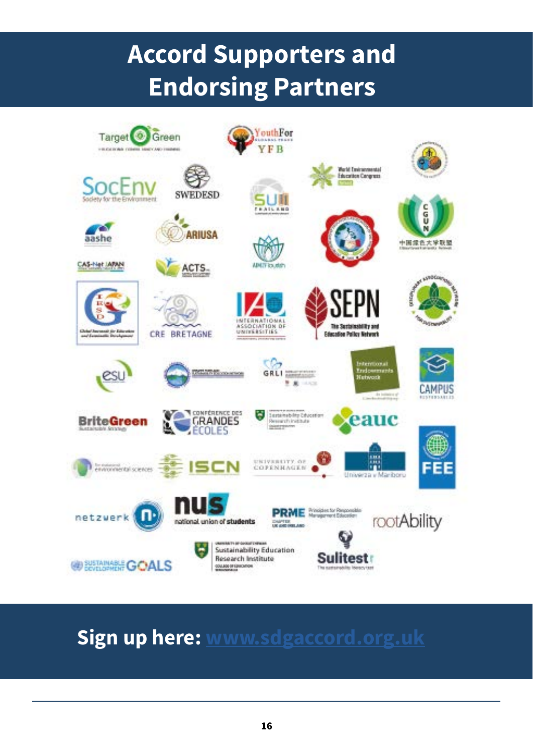# Accord Supporters and Endorsing Partners

Sign up here: www.sdgaccord.org.uk